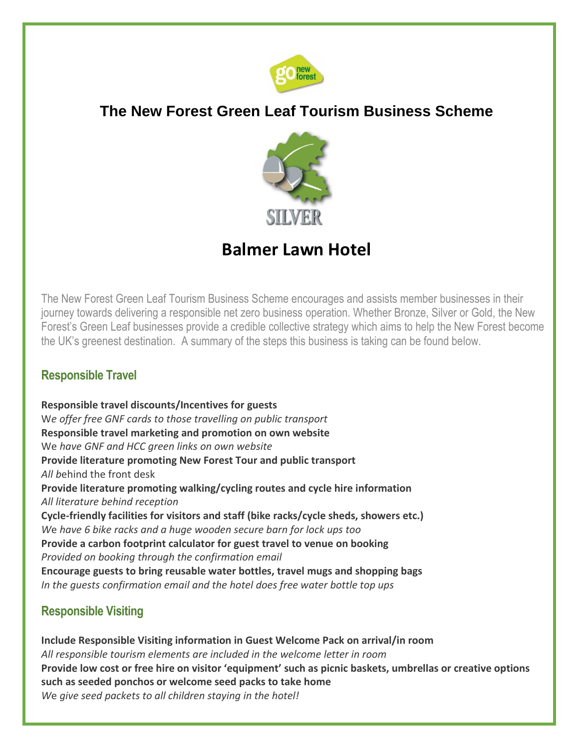# The New Forest Green Leaf Tourism Business Scheme

SILVER

## Balmer Lawn Hotel

The New Forest Green Leaf Tourism Business Scheme encourages and assists member businesses in their journey towards delivering a responsible net zero business operation. Whether Bronze, Silver or Gold, the New Forest's Green Leaf businesses provide a credible collective strategy which aims to help the New Forest become the UK's greenest destination. A summary of the steps this business is taking can be found below.

### Responsible Travel

**Responsible travel discounts/Incentives for guests**
W*e offer free GNF cards to those travelling on public transport*
**Responsible travel marketing and promotion on own website**
We *have GNF and HCC green links on own website*
**Provide literature promoting New Forest Tour and public transport**
*All b*ehind the front desk
**Provide literature promoting walking/cycling routes and cycle hire information**
*All literature behind reception*
**Cycle-friendly facilities for visitors and staff (bike racks/cycle sheds, showers etc.)**
*We have 6 bike racks and a huge wooden secure barn for lock ups too*
**Provide a carbon footprint calculator for guest travel to venue on booking**
*Provided on booking through the confirmation email*
**Encourage guests to bring reusable water bottles, travel mugs and shopping bags**
*In the guests confirmation email and the hotel does free water bottle top ups*

### Responsible Visiting

**Include Responsible Visiting information in Guest Welcome Pack on arrival/in room**
*All responsible tourism elements are included in the welcome letter in room*
**Provide low cost or free hire on visitor 'equipment' such as picnic baskets, umbrellas or creative options such as seeded ponchos or welcome seed packs to take home**
*We give seed packets to all children staying in the hotel!*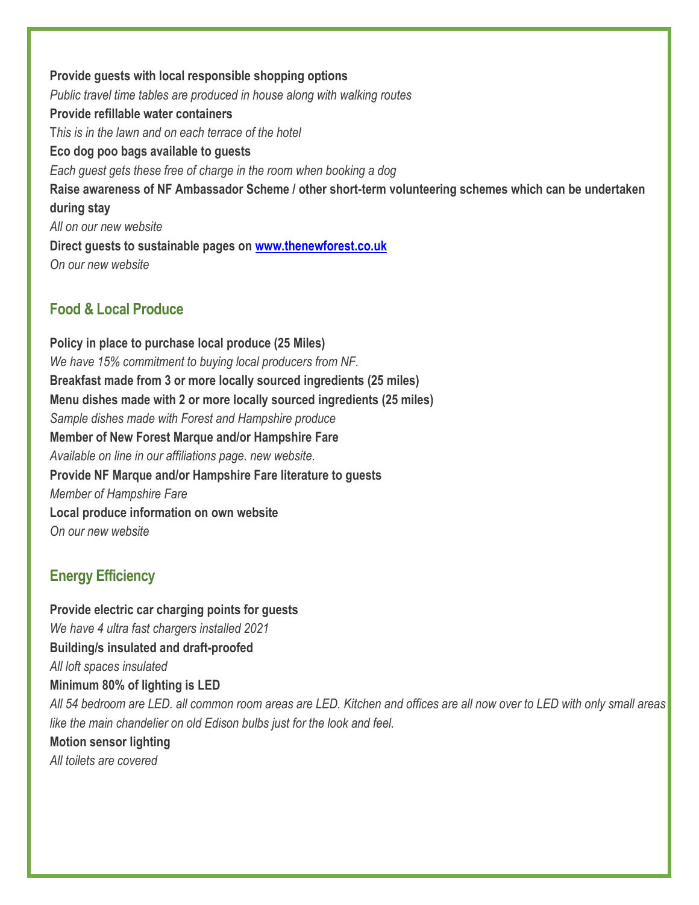**Provide guests with local responsible shopping options**

*Public travel time tables are produced in house along with walking routes*

**Provide refillable water containers**

*This is in the lawn and on each terrace of the hotel*

**Eco dog poo bags available to guests**

*Each guest gets these free of charge in the room when booking a dog*

**Raise awareness of NF Ambassador Scheme / other short-term volunteering schemes which can be undertaken during stay**

*All on our new website*

**Direct guests to sustainable pages on [www.thenewforest.co.uk](http://www.thenewforest.co.uk)**

*On our new website*

## Food & Local Produce

**Policy in place to purchase local produce (25 Miles)**

*We have 15% commitment to buying local producers from NF.*

**Breakfast made from 3 or more locally sourced ingredients (25 miles)**

**Menu dishes made with 2 or more locally sourced ingredients (25 miles)**

*Sample dishes made with Forest and Hampshire produce*

**Member of New Forest Marque and/or Hampshire Fare**

*Available on line in our affiliations page. new website.*

**Provide NF Marque and/or Hampshire Fare literature to guests**

*Member of Hampshire Fare*

**Local produce information on own website**

*On our new website*

## Energy Efficiency

**Provide electric car charging points for guests**

*We have 4 ultra fast chargers installed 2021*

**Building/s insulated and draft-proofed**

*All loft spaces insulated*

**Minimum 80% of lighting is LED**

*All 54 bedroom are LED. all common room areas are LED. Kitchen and offices are all now over to LED with only small areas like the main chandelier on old Edison bulbs just for the look and feel.*

**Motion sensor lighting**

*All toilets are covered*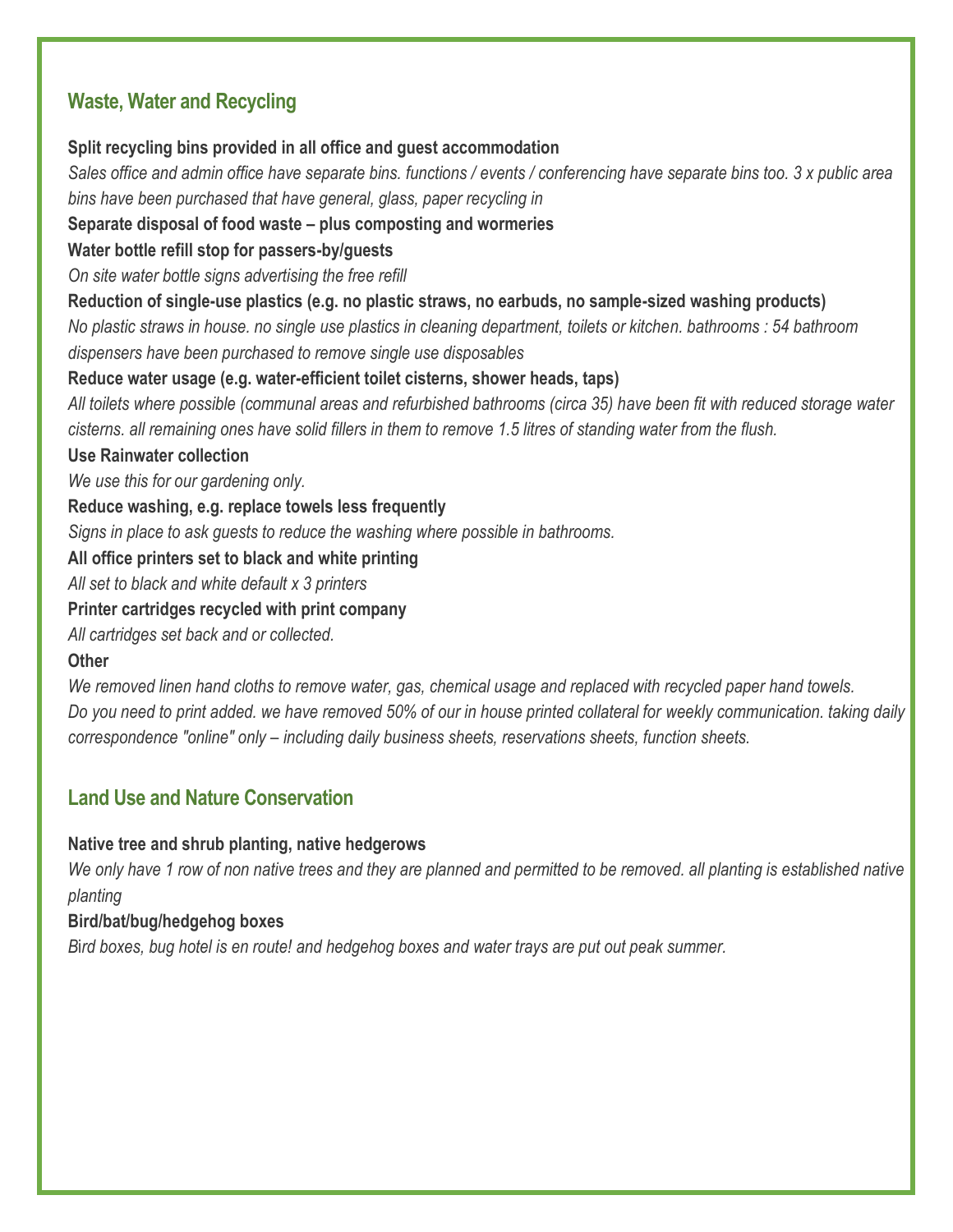## Waste, Water and Recycling

**Split recycling bins provided in all office and guest accommodation**

*Sales office and admin office have separate bins. functions / events / conferencing have separate bins too. 3 x public area bins have been purchased that have general, glass, paper recycling in*

**Separate disposal of food waste – plus composting and wormeries**

**Water bottle refill stop for passers-by/guests**

*On site water bottle signs advertising the free refill*

**Reduction of single-use plastics (e.g. no plastic straws, no earbuds, no sample-sized washing products)**

*No plastic straws in house. no single use plastics in cleaning department, toilets or kitchen. bathrooms : 54 bathroom dispensers have been purchased to remove single use disposables*

**Reduce water usage (e.g. water-efficient toilet cisterns, shower heads, taps)**

*All toilets where possible (communal areas and refurbished bathrooms (circa 35) have been fit with reduced storage water cisterns. all remaining ones have solid fillers in them to remove 1.5 litres of standing water from the flush.*

**Use Rainwater collection**

*We use this for our gardening only.*

**Reduce washing, e.g. replace towels less frequently**

*Signs in place to ask guests to reduce the washing where possible in bathrooms.*

**All office printers set to black and white printing**

*All set to black and white default x 3 printers*

**Printer cartridges recycled with print company**

*All cartridges set back and or collected.*

**Other**

*We removed linen hand cloths to remove water, gas, chemical usage and replaced with recycled paper hand towels. Do you need to print added. we have removed 50% of our in house printed collateral for weekly communication. taking daily correspondence "online" only – including daily business sheets, reservations sheets, function sheets.*

## Land Use and Nature Conservation

**Native tree and shrub planting, native hedgerows**

*We only have 1 row of non native trees and they are planned and permitted to be removed. all planting is established native planting*

**Bird/bat/bug/hedgehog boxes**

*Bird boxes, bug hotel is en route! and hedgehog boxes and water trays are put out peak summer.*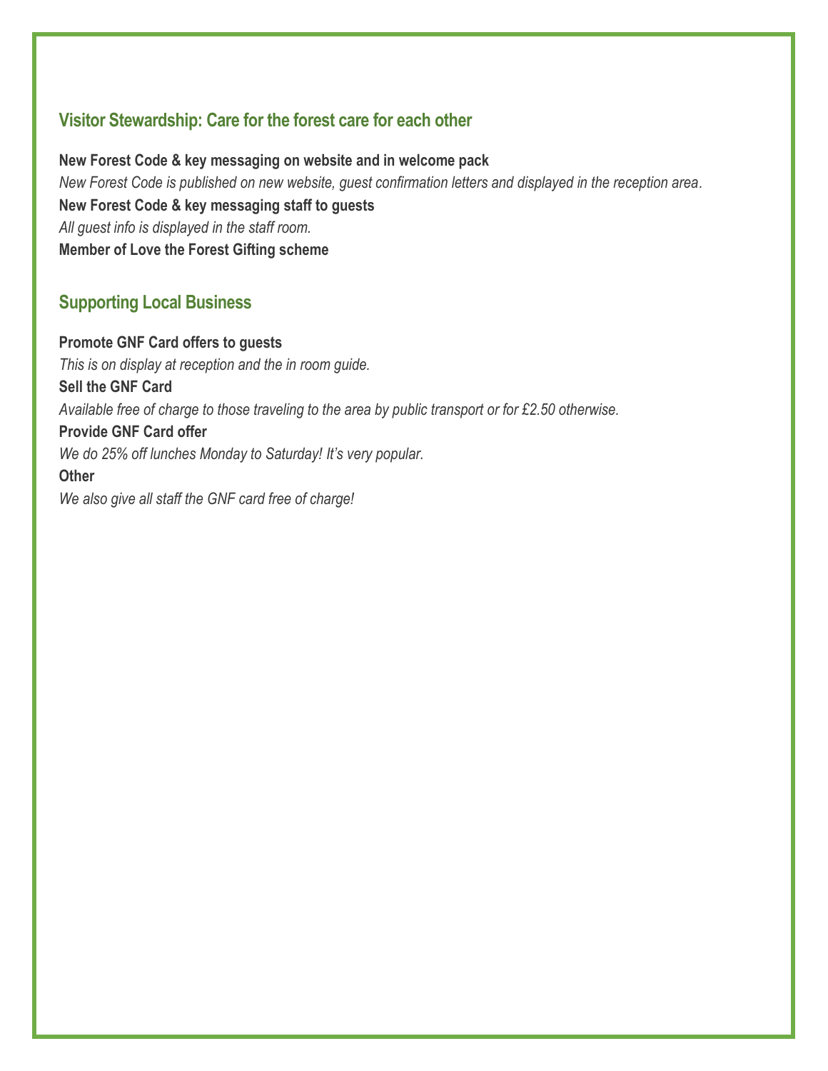## Visitor Stewardship: Care for the forest care for each other

**New Forest Code & key messaging on website and in welcome pack**

*New Forest Code is published on new website, guest confirmation letters and displayed in the reception area.*

**New Forest Code & key messaging staff to guests**

*All guest info is displayed in the staff room.*

**Member of Love the Forest Gifting scheme**

## Supporting Local Business

**Promote GNF Card offers to guests**

*This is on display at reception and the in room guide.*

**Sell the GNF Card**

*Available free of charge to those traveling to the area by public transport or for £2.50 otherwise.*

**Provide GNF Card offer**

*We do 25% off lunches Monday to Saturday! It's very popular.*

**Other**

*We also give all staff the GNF card free of charge!*